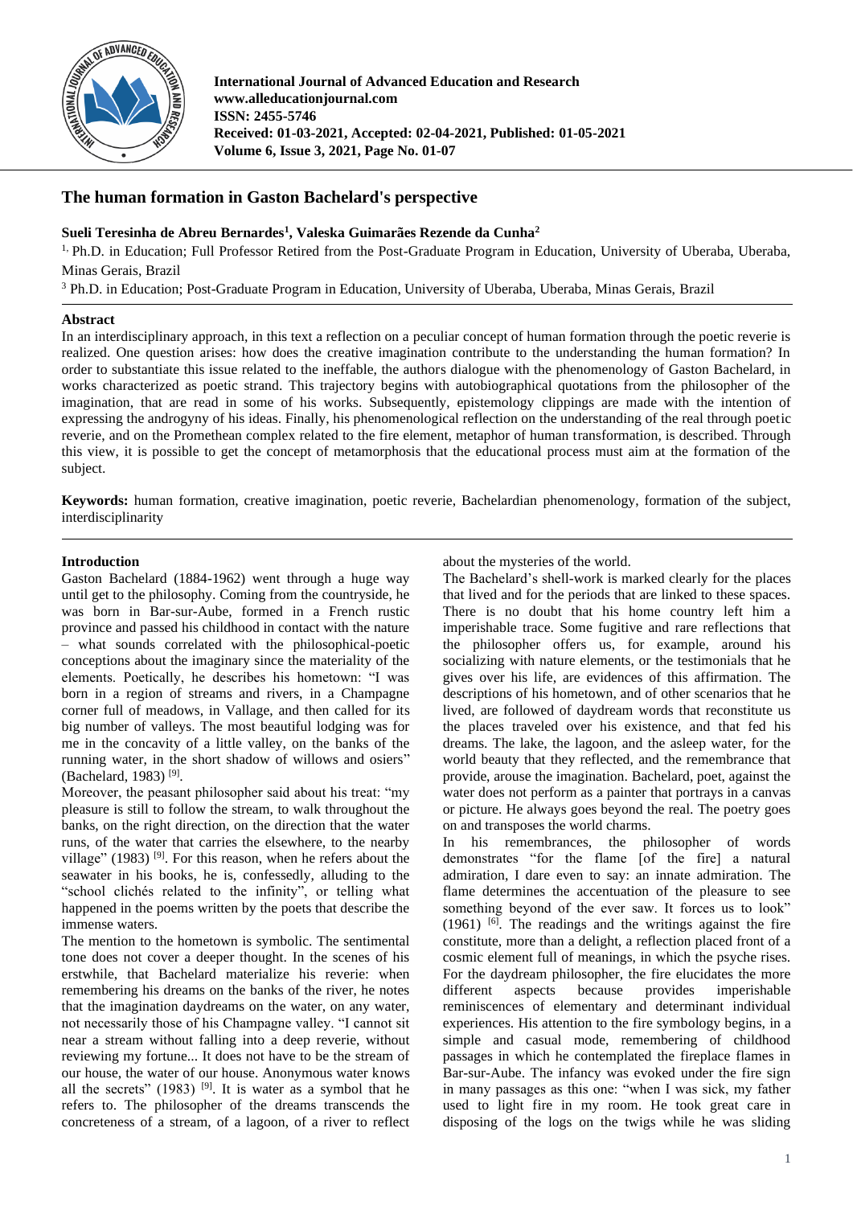International Journal of Advanced Education and Research
www.alleducationjournal.com
ISSN: 2455-5746
Received: 01-03-2021, Accepted: 02-04-2021, Published: 01-05-2021
Volume 6, Issue 3, 2021, Page No. 01-07

# The human formation in Gaston Bachelard's perspective

**Sueli Teresinha de Abreu Bernardes[1], Valeska Guimarães Rezende da Cunha[2]**

[1,] Ph.D. in Education; Full Professor Retired from the Post-Graduate Program in Education, University of Uberaba, Uberaba, Minas Gerais, Brazil

[3] Ph.D. in Education; Post-Graduate Program in Education, University of Uberaba, Uberaba, Minas Gerais, Brazil

## Abstract

In an interdisciplinary approach, in this text a reflection on a peculiar concept of human formation through the poetic reverie is realized. One question arises: how does the creative imagination contribute to the understanding the human formation? In order to substantiate this issue related to the ineffable, the authors dialogue with the phenomenology of Gaston Bachelard, in works characterized as poetic strand. This trajectory begins with autobiographical quotations from the philosopher of the imagination, that are read in some of his works. Subsequently, epistemology clippings are made with the intention of expressing the androgyny of his ideas. Finally, his phenomenological reflection on the understanding of the real through poetic reverie, and on the Promethean complex related to the fire element, metaphor of human transformation, is described. Through this view, it is possible to get the concept of metamorphosis that the educational process must aim at the formation of the subject.

**Keywords:** human formation, creative imagination, poetic reverie, Bachelardian phenomenology, formation of the subject, interdisciplinarity

## Introduction

Gaston Bachelard (1884-1962) went through a huge way until get to the philosophy. Coming from the countryside, he was born in Bar-sur-Aube, formed in a French rustic province and passed his childhood in contact with the nature – what sounds correlated with the philosophical-poetic conceptions about the imaginary since the materiality of the elements. Poetically, he describes his hometown: "I was born in a region of streams and rivers, in a Champagne corner full of meadows, in Vallage, and then called for its big number of valleys. The most beautiful lodging was for me in the concavity of a little valley, on the banks of the running water, in the short shadow of willows and osiers" (Bachelard, 1983) [9].

Moreover, the peasant philosopher said about his treat: "my pleasure is still to follow the stream, to walk throughout the banks, on the right direction, on the direction that the water runs, of the water that carries the elsewhere, to the nearby village" (1983) [9]. For this reason, when he refers about the seawater in his books, he is, confessedly, alluding to the "school clichés related to the infinity", or telling what happened in the poems written by the poets that describe the immense waters.

The mention to the hometown is symbolic. The sentimental tone does not cover a deeper thought. In the scenes of his erstwhile, that Bachelard materialize his reverie: when remembering his dreams on the banks of the river, he notes that the imagination daydreams on the water, on any water, not necessarily those of his Champagne valley. "I cannot sit near a stream without falling into a deep reverie, without reviewing my fortune... It does not have to be the stream of our house, the water of our house. Anonymous water knows all the secrets" (1983) [9]. It is water as a symbol that he refers to. The philosopher of the dreams transcends the concreteness of a stream, of a lagoon, of a river to reflect about the mysteries of the world.

The Bachelard's shell-work is marked clearly for the places that lived and for the periods that are linked to these spaces. There is no doubt that his home country left him a imperishable trace. Some fugitive and rare reflections that the philosopher offers us, for example, around his socializing with nature elements, or the testimonials that he gives over his life, are evidences of this affirmation. The descriptions of his hometown, and of other scenarios that he lived, are followed of daydream words that reconstitute us the places traveled over his existence, and that fed his dreams. The lake, the lagoon, and the asleep water, for the world beauty that they reflected, and the remembrance that provide, arouse the imagination. Bachelard, poet, against the water does not perform as a painter that portrays in a canvas or picture. He always goes beyond the real. The poetry goes on and transposes the world charms.

In his remembrances, the philosopher of words demonstrates "for the flame [of the fire] a natural admiration, I dare even to say: an innate admiration. The flame determines the accentuation of the pleasure to see something beyond of the ever saw. It forces us to look" (1961) [6]. The readings and the writings against the fire constitute, more than a delight, a reflection placed front of a cosmic element full of meanings, in which the psyche rises. For the daydream philosopher, the fire elucidates the more different aspects because provides imperishable reminiscences of elementary and determinant individual experiences. His attention to the fire symbology begins, in a simple and casual mode, remembering of childhood passages in which he contemplated the fireplace flames in Bar-sur-Aube. The infancy was evoked under the fire sign in many passages as this one: "when I was sick, my father used to light fire in my room. He took great care in disposing of the logs on the twigs while he was sliding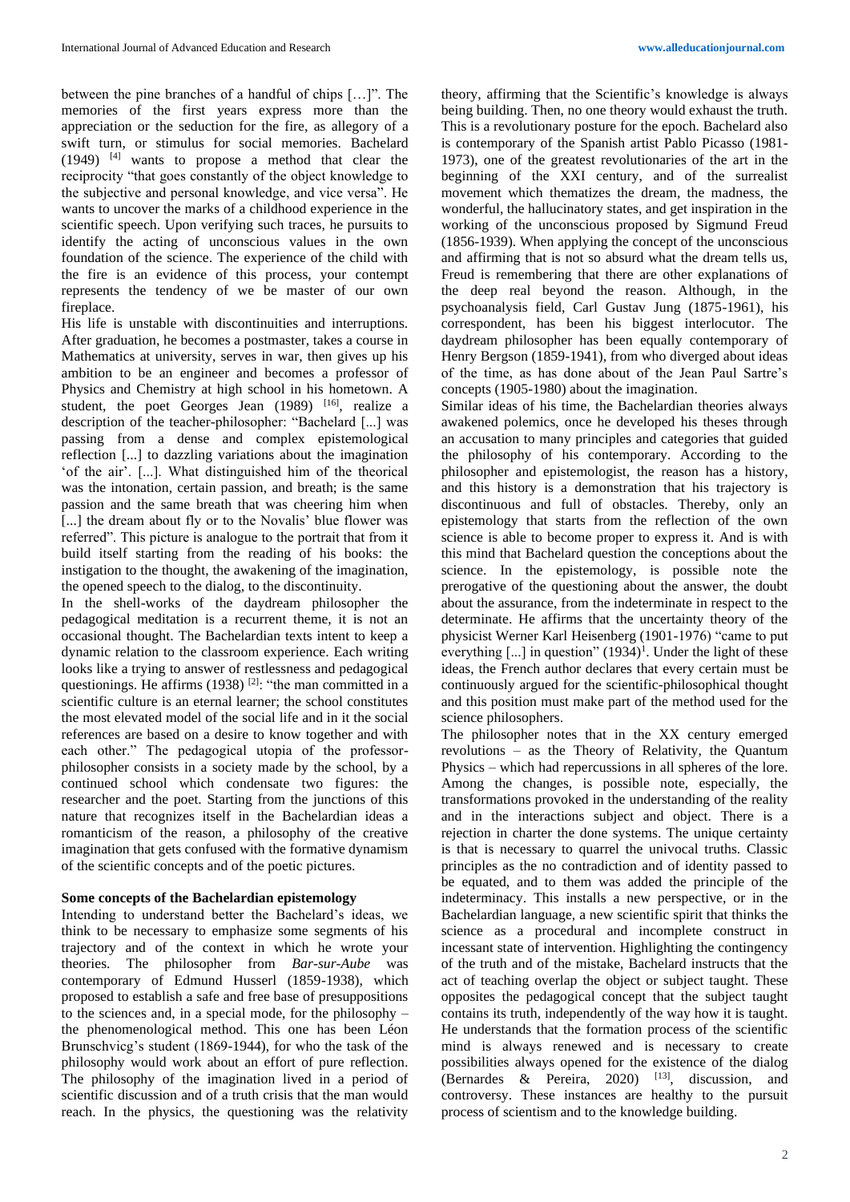between the pine branches of a handful of chips […]". The memories of the first years express more than the appreciation or the seduction for the fire, as allegory of a swift turn, or stimulus for social memories. Bachelard (1949) [4] wants to propose a method that clear the reciprocity "that goes constantly of the object knowledge to the subjective and personal knowledge, and vice versa". He wants to uncover the marks of a childhood experience in the scientific speech. Upon verifying such traces, he pursuits to identify the acting of unconscious values in the own foundation of the science. The experience of the child with the fire is an evidence of this process, your contempt represents the tendency of we be master of our own fireplace.

His life is unstable with discontinuities and interruptions. After graduation, he becomes a postmaster, takes a course in Mathematics at university, serves in war, then gives up his ambition to be an engineer and becomes a professor of Physics and Chemistry at high school in his hometown. A student, the poet Georges Jean (1989) [16], realize a description of the teacher-philosopher: "Bachelard [...] was passing from a dense and complex epistemological reflection [...] to dazzling variations about the imagination 'of the air'. [...]. What distinguished him of the theorical was the intonation, certain passion, and breath; is the same passion and the same breath that was cheering him when [...] the dream about fly or to the Novalis' blue flower was referred". This picture is analogue to the portrait that from it build itself starting from the reading of his books: the instigation to the thought, the awakening of the imagination, the opened speech to the dialog, to the discontinuity.

In the shell-works of the daydream philosopher the pedagogical meditation is a recurrent theme, it is not an occasional thought. The Bachelardian texts intent to keep a dynamic relation to the classroom experience. Each writing looks like a trying to answer of restlessness and pedagogical questionings. He affirms (1938) [2]: "the man committed in a scientific culture is an eternal learner; the school constitutes the most elevated model of the social life and in it the social references are based on a desire to know together and with each other." The pedagogical utopia of the professor-philosopher consists in a society made by the school, by a continued school which condensate two figures: the researcher and the poet. Starting from the junctions of this nature that recognizes itself in the Bachelardian ideas a romanticism of the reason, a philosophy of the creative imagination that gets confused with the formative dynamism of the scientific concepts and of the poetic pictures.

## Some concepts of the Bachelardian epistemology

Intending to understand better the Bachelard's ideas, we think to be necessary to emphasize some segments of his trajectory and of the context in which he wrote your theories. The philosopher from *Bar-sur-Aube* was contemporary of Edmund Husserl (1859-1938), which proposed to establish a safe and free base of presuppositions to the sciences and, in a special mode, for the philosophy – the phenomenological method. This one has been Léon Brunschvicg's student (1869-1944), for who the task of the philosophy would work about an effort of pure reflection. The philosophy of the imagination lived in a period of scientific discussion and of a truth crisis that the man would reach. In the physics, the questioning was the relativity theory, affirming that the Scientific's knowledge is always being building. Then, no one theory would exhaust the truth. This is a revolutionary posture for the epoch. Bachelard also is contemporary of the Spanish artist Pablo Picasso (1981-1973), one of the greatest revolutionaries of the art in the beginning of the XXI century, and of the surrealist movement which thematizes the dream, the madness, the wonderful, the hallucinatory states, and get inspiration in the working of the unconscious proposed by Sigmund Freud (1856-1939). When applying the concept of the unconscious and affirming that is not so absurd what the dream tells us, Freud is remembering that there are other explanations of the deep real beyond the reason. Although, in the psychoanalysis field, Carl Gustav Jung (1875-1961), his correspondent, has been his biggest interlocutor. The daydream philosopher has been equally contemporary of Henry Bergson (1859-1941), from who diverged about ideas of the time, as has done about of the Jean Paul Sartre's concepts (1905-1980) about the imagination.

Similar ideas of his time, the Bachelardian theories always awakened polemics, once he developed his theses through an accusation to many principles and categories that guided the philosophy of his contemporary. According to the philosopher and epistemologist, the reason has a history, and this history is a demonstration that his trajectory is discontinuous and full of obstacles. Thereby, only an epistemology that starts from the reflection of the own science is able to become proper to express it. And is with this mind that Bachelard question the conceptions about the science. In the epistemology, is possible note the prerogative of the questioning about the answer, the doubt about the assurance, from the indeterminate in respect to the determinate. He affirms that the uncertainty theory of the physicist Werner Karl Heisenberg (1901-1976) "came to put everything [...] in question" (1934)[1]. Under the light of these ideas, the French author declares that every certain must be continuously argued for the scientific-philosophical thought and this position must make part of the method used for the science philosophers.

The philosopher notes that in the XX century emerged revolutions – as the Theory of Relativity, the Quantum Physics – which had repercussions in all spheres of the lore. Among the changes, is possible note, especially, the transformations provoked in the understanding of the reality and in the interactions subject and object. There is a rejection in charter the done systems. The unique certainty is that is necessary to quarrel the univocal truths. Classic principles as the no contradiction and of identity passed to be equated, and to them was added the principle of the indeterminacy. This installs a new perspective, or in the Bachelardian language, a new scientific spirit that thinks the science as a procedural and incomplete construct in incessant state of intervention. Highlighting the contingency of the truth and of the mistake, Bachelard instructs that the act of teaching overlap the object or subject taught. These opposites the pedagogical concept that the subject taught contains its truth, independently of the way how it is taught. He understands that the formation process of the scientific mind is always renewed and is necessary to create possibilities always opened for the existence of the dialog (Bernardes & Pereira, 2020) [13], discussion, and controversy. These instances are healthy to the pursuit process of scientism and to the knowledge building.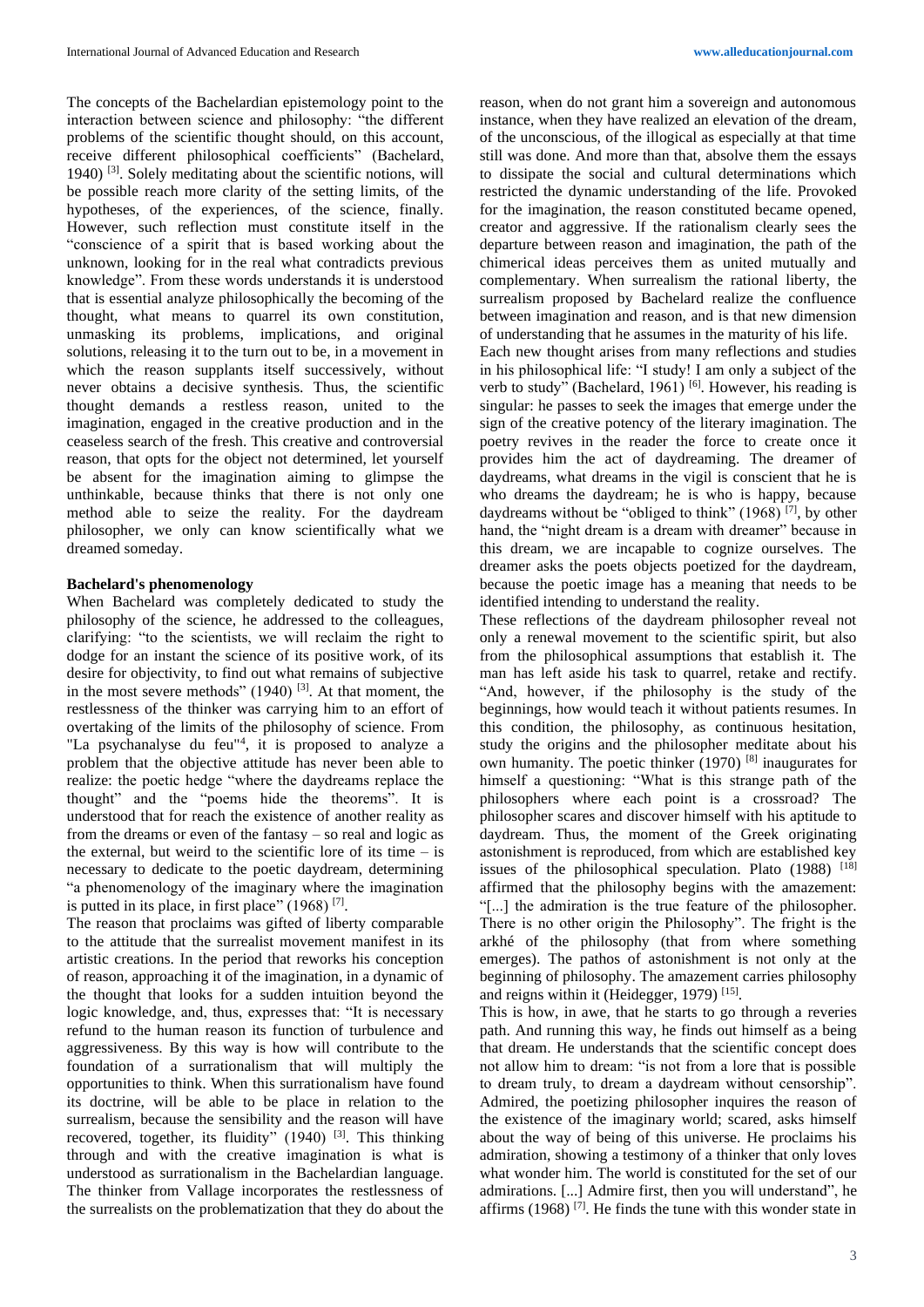The concepts of the Bachelardian epistemology point to the interaction between science and philosophy: "the different problems of the scientific thought should, on this account, receive different philosophical coefficients" (Bachelard, 1940) [3]. Solely meditating about the scientific notions, will be possible reach more clarity of the setting limits, of the hypotheses, of the experiences, of the science, finally. However, such reflection must constitute itself in the "conscience of a spirit that is based working about the unknown, looking for in the real what contradicts previous knowledge". From these words understands it is understood that is essential analyze philosophically the becoming of the thought, what means to quarrel its own constitution, unmasking its problems, implications, and original solutions, releasing it to the turn out to be, in a movement in which the reason supplants itself successively, without never obtains a decisive synthesis. Thus, the scientific thought demands a restless reason, united to the imagination, engaged in the creative production and in the ceaseless search of the fresh. This creative and controversial reason, that opts for the object not determined, let yourself be absent for the imagination aiming to glimpse the unthinkable, because thinks that there is not only one method able to seize the reality. For the daydream philosopher, we only can know scientifically what we dreamed someday.

**Bachelard's phenomenology**

When Bachelard was completely dedicated to study the philosophy of the science, he addressed to the colleagues, clarifying: "to the scientists, we will reclaim the right to dodge for an instant the science of its positive work, of its desire for objectivity, to find out what remains of subjective in the most severe methods" (1940) [3]. At that moment, the restlessness of the thinker was carrying him to an effort of overtaking of the limits of the philosophy of science. From "La psychanalyse du feu"[4], it is proposed to analyze a problem that the objective attitude has never been able to realize: the poetic hedge "where the daydreams replace the thought" and the "poems hide the theorems". It is understood that for reach the existence of another reality as from the dreams or even of the fantasy – so real and logic as the external, but weird to the scientific lore of its time – is necessary to dedicate to the poetic daydream, determining "a phenomenology of the imaginary where the imagination is putted in its place, in first place" (1968) [7].

The reason that proclaims was gifted of liberty comparable to the attitude that the surrealist movement manifest in its artistic creations. In the period that reworks his conception of reason, approaching it of the imagination, in a dynamic of the thought that looks for a sudden intuition beyond the logic knowledge, and, thus, expresses that: "It is necessary refund to the human reason its function of turbulence and aggressiveness. By this way is how will contribute to the foundation of a surrationalism that will multiply the opportunities to think. When this surrationalism have found its doctrine, will be able to be place in relation to the surrealism, because the sensibility and the reason will have recovered, together, its fluidity" (1940) [3]. This thinking through and with the creative imagination is what is understood as surrationalism in the Bachelardian language. The thinker from Vallage incorporates the restlessness of the surrealists on the problematization that they do about the reason, when do not grant him a sovereign and autonomous instance, when they have realized an elevation of the dream, of the unconscious, of the illogical as especially at that time still was done. And more than that, absolve them the essays to dissipate the social and cultural determinations which restricted the dynamic understanding of the life. Provoked for the imagination, the reason constituted became opened, creator and aggressive. If the rationalism clearly sees the departure between reason and imagination, the path of the chimerical ideas perceives them as united mutually and complementary. When surrealism the rational liberty, the surrealism proposed by Bachelard realize the confluence between imagination and reason, and is that new dimension of understanding that he assumes in the maturity of his life.

Each new thought arises from many reflections and studies in his philosophical life: "I study! I am only a subject of the verb to study" (Bachelard, 1961) [6]. However, his reading is singular: he passes to seek the images that emerge under the sign of the creative potency of the literary imagination. The poetry revives in the reader the force to create once it provides him the act of daydreaming. The dreamer of daydreams, what dreams in the vigil is conscient that he is who dreams the daydream; he is who is happy, because daydreams without be "obliged to think" (1968) [7], by other hand, the "night dream is a dream with dreamer" because in this dream, we are incapable to cognize ourselves. The dreamer asks the poets objects poetized for the daydream, because the poetic image has a meaning that needs to be identified intending to understand the reality.

These reflections of the daydream philosopher reveal not only a renewal movement to the scientific spirit, but also from the philosophical assumptions that establish it. The man has left aside his task to quarrel, retake and rectify. "And, however, if the philosophy is the study of the beginnings, how would teach it without patients resumes. In this condition, the philosophy, as continuous hesitation, study the origins and the philosopher meditate about his own humanity. The poetic thinker (1970) [8] inaugurates for himself a questioning: "What is this strange path of the philosophers where each point is a crossroad? The philosopher scares and discover himself with his aptitude to daydream. Thus, the moment of the Greek originating astonishment is reproduced, from which are established key issues of the philosophical speculation. Plato (1988) [18] affirmed that the philosophy begins with the amazement: "[...] the admiration is the true feature of the philosopher. There is no other origin the Philosophy". The fright is the arkhé of the philosophy (that from where something emerges). The pathos of astonishment is not only at the beginning of philosophy. The amazement carries philosophy and reigns within it (Heidegger, 1979) [15].

This is how, in awe, that he starts to go through a reveries path. And running this way, he finds out himself as a being that dream. He understands that the scientific concept does not allow him to dream: "is not from a lore that is possible to dream truly, to dream a daydream without censorship". Admired, the poetizing philosopher inquires the reason of the existence of the imaginary world; scared, asks himself about the way of being of this universe. He proclaims his admiration, showing a testimony of a thinker that only loves what wonder him. The world is constituted for the set of our admirations. [...] Admire first, then you will understand", he affirms (1968) [7]. He finds the tune with this wonder state in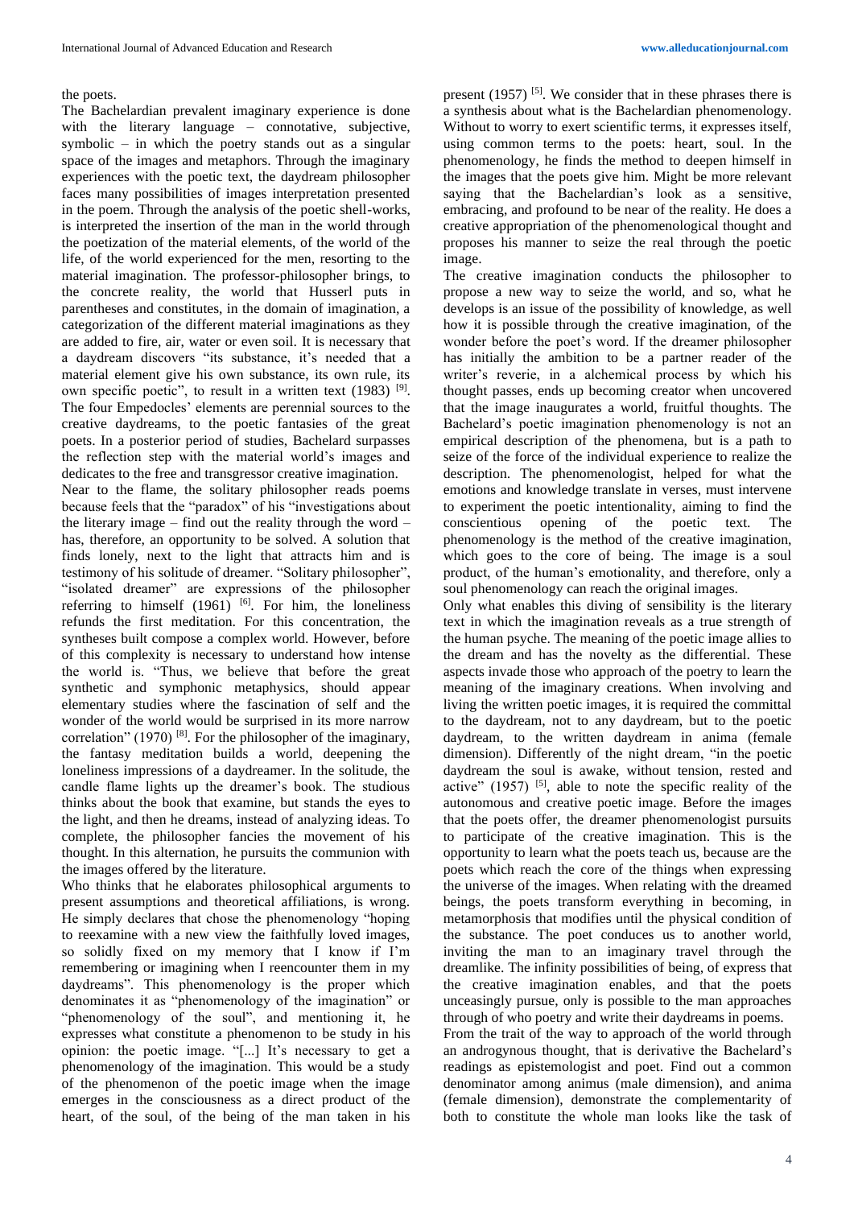the poets.

The Bachelardian prevalent imaginary experience is done with the literary language – connotative, subjective, symbolic – in which the poetry stands out as a singular space of the images and metaphors. Through the imaginary experiences with the poetic text, the daydream philosopher faces many possibilities of images interpretation presented in the poem. Through the analysis of the poetic shell-works, is interpreted the insertion of the man in the world through the poetization of the material elements, of the world of the life, of the world experienced for the men, resorting to the material imagination. The professor-philosopher brings, to the concrete reality, the world that Husserl puts in parentheses and constitutes, in the domain of imagination, a categorization of the different material imaginations as they are added to fire, air, water or even soil. It is necessary that a daydream discovers "its substance, it's needed that a material element give his own substance, its own rule, its own specific poetic", to result in a written text (1983) [9]. The four Empedocles' elements are perennial sources to the creative daydreams, to the poetic fantasies of the great poets. In a posterior period of studies, Bachelard surpasses the reflection step with the material world's images and dedicates to the free and transgressor creative imagination.

Near to the flame, the solitary philosopher reads poems because feels that the "paradox" of his "investigations about the literary image – find out the reality through the word – has, therefore, an opportunity to be solved. A solution that finds lonely, next to the light that attracts him and is testimony of his solitude of dreamer. "Solitary philosopher", "isolated dreamer" are expressions of the philosopher referring to himself (1961) [6]. For him, the loneliness refunds the first meditation. For this concentration, the syntheses built compose a complex world. However, before of this complexity is necessary to understand how intense the world is. "Thus, we believe that before the great synthetic and symphonic metaphysics, should appear elementary studies where the fascination of self and the wonder of the world would be surprised in its more narrow correlation" (1970) [8]. For the philosopher of the imaginary, the fantasy meditation builds a world, deepening the loneliness impressions of a daydreamer. In the solitude, the candle flame lights up the dreamer's book. The studious thinks about the book that examine, but stands the eyes to the light, and then he dreams, instead of analyzing ideas. To complete, the philosopher fancies the movement of his thought. In this alternation, he pursuits the communion with the images offered by the literature.

Who thinks that he elaborates philosophical arguments to present assumptions and theoretical affiliations, is wrong. He simply declares that chose the phenomenology "hoping to reexamine with a new view the faithfully loved images, so solidly fixed on my memory that I know if I'm remembering or imagining when I reencounter them in my daydreams". This phenomenology is the proper which denominates it as "phenomenology of the imagination" or "phenomenology of the soul", and mentioning it, he expresses what constitute a phenomenon to be study in his opinion: the poetic image. "[...] It's necessary to get a phenomenology of the imagination. This would be a study of the phenomenon of the poetic image when the image emerges in the consciousness as a direct product of the heart, of the soul, of the being of the man taken in his present (1957) [5]. We consider that in these phrases there is a synthesis about what is the Bachelardian phenomenology. Without to worry to exert scientific terms, it expresses itself, using common terms to the poets: heart, soul. In the phenomenology, he finds the method to deepen himself in the images that the poets give him. Might be more relevant saying that the Bachelardian's look as a sensitive, embracing, and profound to be near of the reality. He does a creative appropriation of the phenomenological thought and proposes his manner to seize the real through the poetic image.

The creative imagination conducts the philosopher to propose a new way to seize the world, and so, what he develops is an issue of the possibility of knowledge, as well how it is possible through the creative imagination, of the wonder before the poet's word. If the dreamer philosopher has initially the ambition to be a partner reader of the writer's reverie, in a alchemical process by which his thought passes, ends up becoming creator when uncovered that the image inaugurates a world, fruitful thoughts. The Bachelard's poetic imagination phenomenology is not an empirical description of the phenomena, but is a path to seize of the force of the individual experience to realize the description. The phenomenologist, helped for what the emotions and knowledge translate in verses, must intervene to experiment the poetic intentionality, aiming to find the conscientious opening of the poetic text. The phenomenology is the method of the creative imagination, which goes to the core of being. The image is a soul product, of the human's emotionality, and therefore, only a soul phenomenology can reach the original images.

Only what enables this diving of sensibility is the literary text in which the imagination reveals as a true strength of the human psyche. The meaning of the poetic image allies to the dream and has the novelty as the differential. These aspects invade those who approach of the poetry to learn the meaning of the imaginary creations. When involving and living the written poetic images, it is required the committal to the daydream, not to any daydream, but to the poetic daydream, to the written daydream in anima (female dimension). Differently of the night dream, "in the poetic daydream the soul is awake, without tension, rested and active" (1957) [5], able to note the specific reality of the autonomous and creative poetic image. Before the images that the poets offer, the dreamer phenomenologist pursuits to participate of the creative imagination. This is the opportunity to learn what the poets teach us, because are the poets which reach the core of the things when expressing the universe of the images. When relating with the dreamed beings, the poets transform everything in becoming, in metamorphosis that modifies until the physical condition of the substance. The poet conduces us to another world, inviting the man to an imaginary travel through the dreamlike. The infinity possibilities of being, of express that the creative imagination enables, and that the poets unceasingly pursue, only is possible to the man approaches through of who poetry and write their daydreams in poems.

From the trait of the way to approach of the world through an androgynous thought, that is derivative the Bachelard's readings as epistemologist and poet. Find out a common denominator among animus (male dimension), and anima (female dimension), demonstrate the complementarity of both to constitute the whole man looks like the task of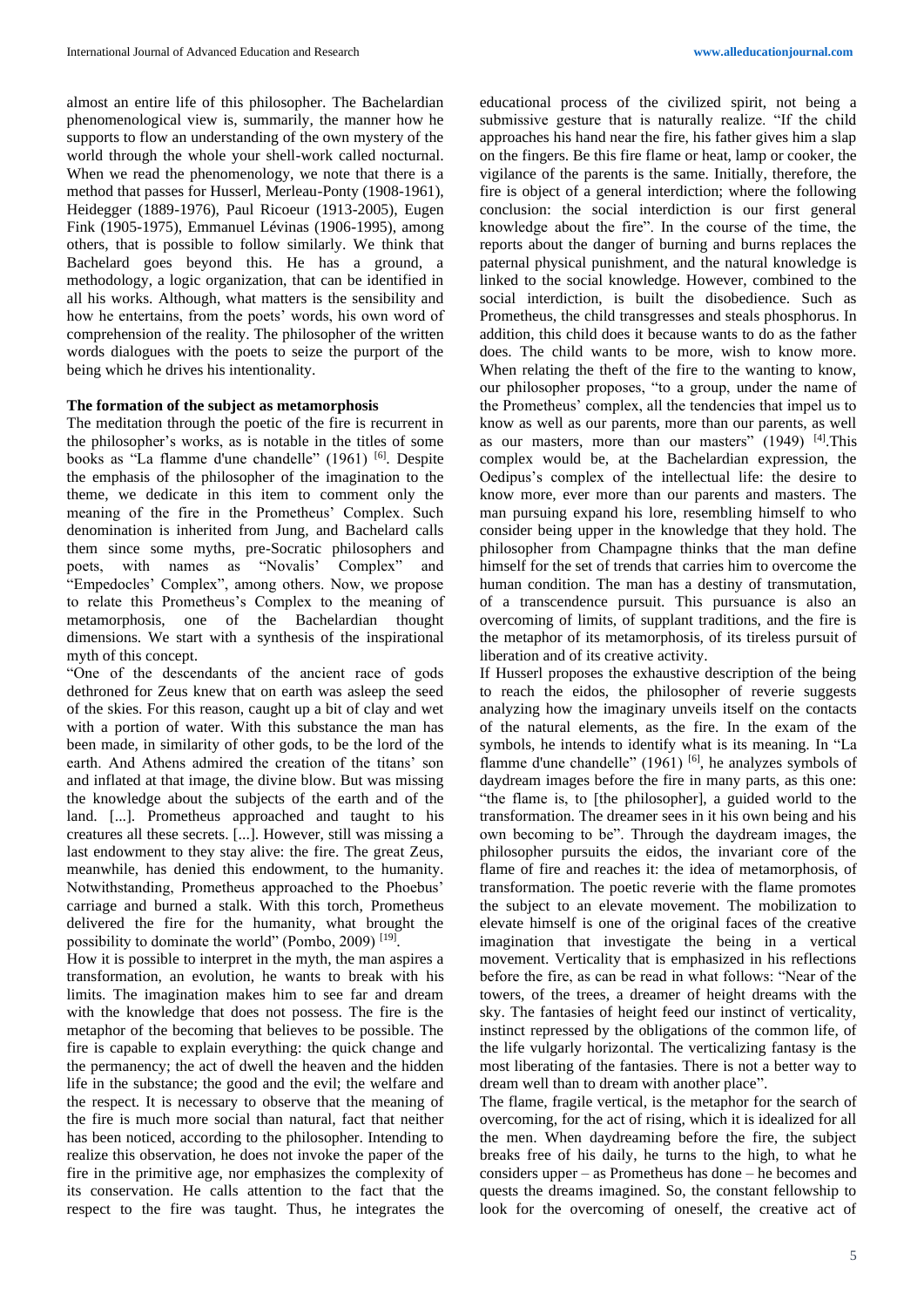almost an entire life of this philosopher. The Bachelardian phenomenological view is, summarily, the manner how he supports to flow an understanding of the own mystery of the world through the whole your shell-work called nocturnal. When we read the phenomenology, we note that there is a method that passes for Husserl, Merleau-Ponty (1908-1961), Heidegger (1889-1976), Paul Ricoeur (1913-2005), Eugen Fink (1905-1975), Emmanuel Lévinas (1906-1995), among others, that is possible to follow similarly. We think that Bachelard goes beyond this. He has a ground, a methodology, a logic organization, that can be identified in all his works. Although, what matters is the sensibility and how he entertains, from the poets' words, his own word of comprehension of the reality. The philosopher of the written words dialogues with the poets to seize the purport of the being which he drives his intentionality.

**The formation of the subject as metamorphosis**

The meditation through the poetic of the fire is recurrent in the philosopher's works, as is notable in the titles of some books as "La flamme d'une chandelle" (1961) [6]. Despite the emphasis of the philosopher of the imagination to the theme, we dedicate in this item to comment only the meaning of the fire in the Prometheus' Complex. Such denomination is inherited from Jung, and Bachelard calls them since some myths, pre-Socratic philosophers and poets, with names as "Novalis' Complex" and "Empedocles' Complex", among others. Now, we propose to relate this Prometheus's Complex to the meaning of metamorphosis, one of the Bachelardian thought dimensions. We start with a synthesis of the inspirational myth of this concept.

"One of the descendants of the ancient race of gods dethroned for Zeus knew that on earth was asleep the seed of the skies. For this reason, caught up a bit of clay and wet with a portion of water. With this substance the man has been made, in similarity of other gods, to be the lord of the earth. And Athens admired the creation of the titans' son and inflated at that image, the divine blow. But was missing the knowledge about the subjects of the earth and of the land. [...]. Prometheus approached and taught to his creatures all these secrets. [...]. However, still was missing a last endowment to they stay alive: the fire. The great Zeus, meanwhile, has denied this endowment, to the humanity. Notwithstanding, Prometheus approached to the Phoebus' carriage and burned a stalk. With this torch, Prometheus delivered the fire for the humanity, what brought the possibility to dominate the world" (Pombo, 2009) [19].

How it is possible to interpret in the myth, the man aspires a transformation, an evolution, he wants to break with his limits. The imagination makes him to see far and dream with the knowledge that does not possess. The fire is the metaphor of the becoming that believes to be possible. The fire is capable to explain everything: the quick change and the permanency; the act of dwell the heaven and the hidden life in the substance; the good and the evil; the welfare and the respect. It is necessary to observe that the meaning of the fire is much more social than natural, fact that neither has been noticed, according to the philosopher. Intending to realize this observation, he does not invoke the paper of the fire in the primitive age, nor emphasizes the complexity of its conservation. He calls attention to the fact that the respect to the fire was taught. Thus, he integrates the educational process of the civilized spirit, not being a submissive gesture that is naturally realize. "If the child approaches his hand near the fire, his father gives him a slap on the fingers. Be this fire flame or heat, lamp or cooker, the vigilance of the parents is the same. Initially, therefore, the fire is object of a general interdiction; where the following conclusion: the social interdiction is our first general knowledge about the fire". In the course of the time, the reports about the danger of burning and burns replaces the paternal physical punishment, and the natural knowledge is linked to the social knowledge. However, combined to the social interdiction, is built the disobedience. Such as Prometheus, the child transgresses and steals phosphorus. In addition, this child does it because wants to do as the father does. The child wants to be more, wish to know more. When relating the theft of the fire to the wanting to know, our philosopher proposes, "to a group, under the name of the Prometheus' complex, all the tendencies that impel us to know as well as our parents, more than our parents, as well as our masters, more than our masters" (1949) [4].This complex would be, at the Bachelardian expression, the Oedipus's complex of the intellectual life: the desire to know more, ever more than our parents and masters. The man pursuing expand his lore, resembling himself to who consider being upper in the knowledge that they hold. The philosopher from Champagne thinks that the man define himself for the set of trends that carries him to overcome the human condition. The man has a destiny of transmutation, of a transcendence pursuit. This pursuance is also an overcoming of limits, of supplant traditions, and the fire is the metaphor of its metamorphosis, of its tireless pursuit of liberation and of its creative activity.

If Husserl proposes the exhaustive description of the being to reach the eidos, the philosopher of reverie suggests analyzing how the imaginary unveils itself on the contacts of the natural elements, as the fire. In the exam of the symbols, he intends to identify what is its meaning. In "La flamme d'une chandelle" (1961) [6], he analyzes symbols of daydream images before the fire in many parts, as this one: "the flame is, to [the philosopher], a guided world to the transformation. The dreamer sees in it his own being and his own becoming to be". Through the daydream images, the philosopher pursuits the eidos, the invariant core of the flame of fire and reaches it: the idea of metamorphosis, of transformation. The poetic reverie with the flame promotes the subject to an elevate movement. The mobilization to elevate himself is one of the original faces of the creative imagination that investigate the being in a vertical movement. Verticality that is emphasized in his reflections before the fire, as can be read in what follows: "Near of the towers, of the trees, a dreamer of height dreams with the sky. The fantasies of height feed our instinct of verticality, instinct repressed by the obligations of the common life, of the life vulgarly horizontal. The verticalizing fantasy is the most liberating of the fantasies. There is not a better way to dream well than to dream with another place".

The flame, fragile vertical, is the metaphor for the search of overcoming, for the act of rising, which it is idealized for all the men. When daydreaming before the fire, the subject breaks free of his daily, he turns to the high, to what he considers upper – as Prometheus has done – he becomes and quests the dreams imagined. So, the constant fellowship to look for the overcoming of oneself, the creative act of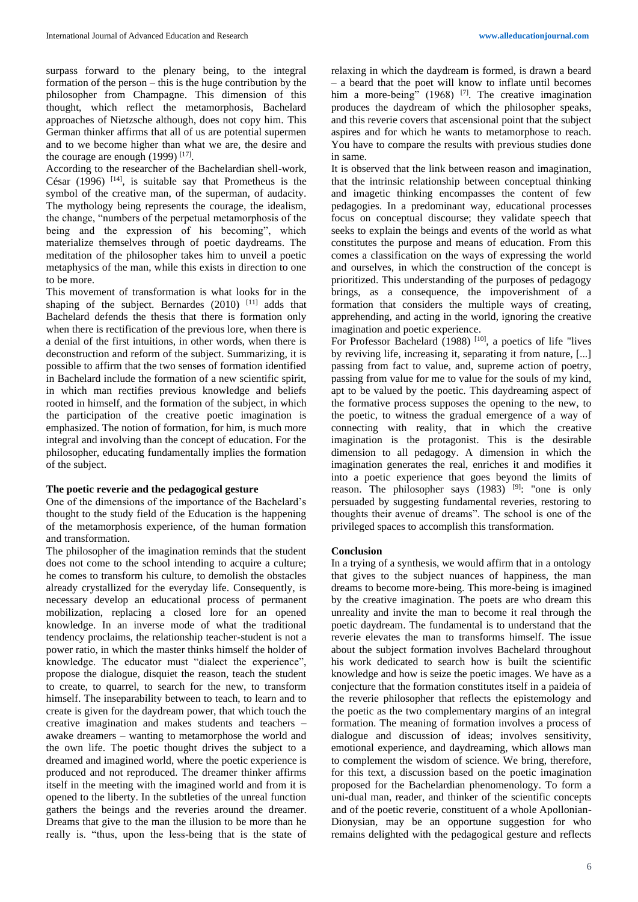surpass forward to the plenary being, to the integral formation of the person – this is the huge contribution by the philosopher from Champagne. This dimension of this thought, which reflect the metamorphosis, Bachelard approaches of Nietzsche although, does not copy him. This German thinker affirms that all of us are potential supermen and to we become higher than what we are, the desire and the courage are enough (1999) [17].

According to the researcher of the Bachelardian shell-work, César (1996) [14], is suitable say that Prometheus is the symbol of the creative man, of the superman, of audacity. The mythology being represents the courage, the idealism, the change, "numbers of the perpetual metamorphosis of the being and the expression of his becoming", which materialize themselves through of poetic daydreams. The meditation of the philosopher takes him to unveil a poetic metaphysics of the man, while this exists in direction to one to be more.

This movement of transformation is what looks for in the shaping of the subject. Bernardes (2010) [11] adds that Bachelard defends the thesis that there is formation only when there is rectification of the previous lore, when there is a denial of the first intuitions, in other words, when there is deconstruction and reform of the subject. Summarizing, it is possible to affirm that the two senses of formation identified in Bachelard include the formation of a new scientific spirit, in which man rectifies previous knowledge and beliefs rooted in himself, and the formation of the subject, in which the participation of the creative poetic imagination is emphasized. The notion of formation, for him, is much more integral and involving than the concept of education. For the philosopher, educating fundamentally implies the formation of the subject.

### The poetic reverie and the pedagogical gesture

One of the dimensions of the importance of the Bachelard's thought to the study field of the Education is the happening of the metamorphosis experience, of the human formation and transformation.

The philosopher of the imagination reminds that the student does not come to the school intending to acquire a culture; he comes to transform his culture, to demolish the obstacles already crystallized for the everyday life. Consequently, is necessary develop an educational process of permanent mobilization, replacing a closed lore for an opened knowledge. In an inverse mode of what the traditional tendency proclaims, the relationship teacher-student is not a power ratio, in which the master thinks himself the holder of knowledge. The educator must "dialect the experience", propose the dialogue, disquiet the reason, teach the student to create, to quarrel, to search for the new, to transform himself. The inseparability between to teach, to learn and to create is given for the daydream power, that which touch the creative imagination and makes students and teachers – awake dreamers – wanting to metamorphose the world and the own life. The poetic thought drives the subject to a dreamed and imagined world, where the poetic experience is produced and not reproduced. The dreamer thinker affirms itself in the meeting with the imagined world and from it is opened to the liberty. In the subtleties of the unreal function gathers the beings and the reveries around the dreamer. Dreams that give to the man the illusion to be more than he really is. "thus, upon the less-being that is the state of relaxing in which the daydream is formed, is drawn a beard – a beard that the poet will know to inflate until becomes him a more-being" (1968) [7]. The creative imagination produces the daydream of which the philosopher speaks, and this reverie covers that ascensional point that the subject aspires and for which he wants to metamorphose to reach. You have to compare the results with previous studies done in same.

It is observed that the link between reason and imagination, that the intrinsic relationship between conceptual thinking and imagetic thinking encompasses the content of few pedagogies. In a predominant way, educational processes focus on conceptual discourse; they validate speech that seeks to explain the beings and events of the world as what constitutes the purpose and means of education. From this comes a classification on the ways of expressing the world and ourselves, in which the construction of the concept is prioritized. This understanding of the purposes of pedagogy brings, as a consequence, the impoverishment of a formation that considers the multiple ways of creating, apprehending, and acting in the world, ignoring the creative imagination and poetic experience.

For Professor Bachelard (1988) [10], a poetics of life "lives by reviving life, increasing it, separating it from nature, [...] passing from fact to value, and, supreme action of poetry, passing from value for me to value for the souls of my kind, apt to be valued by the poetic. This daydreaming aspect of the formative process supposes the opening to the new, to the poetic, to witness the gradual emergence of a way of connecting with reality, that in which the creative imagination is the protagonist. This is the desirable dimension to all pedagogy. A dimension in which the imagination generates the real, enriches it and modifies it into a poetic experience that goes beyond the limits of reason. The philosopher says (1983) [9]: "one is only persuaded by suggesting fundamental reveries, restoring to thoughts their avenue of dreams". The school is one of the privileged spaces to accomplish this transformation.

## Conclusion

In a trying of a synthesis, we would affirm that in a ontology that gives to the subject nuances of happiness, the man dreams to become more-being. This more-being is imagined by the creative imagination. The poets are who dream this unreality and invite the man to become it real through the poetic daydream. The fundamental is to understand that the reverie elevates the man to transforms himself. The issue about the subject formation involves Bachelard throughout his work dedicated to search how is built the scientific knowledge and how is seize the poetic images. We have as a conjecture that the formation constitutes itself in a paideia of the reverie philosopher that reflects the epistemology and the poetic as the two complementary margins of an integral formation. The meaning of formation involves a process of dialogue and discussion of ideas; involves sensitivity, emotional experience, and daydreaming, which allows man to complement the wisdom of science. We bring, therefore, for this text, a discussion based on the poetic imagination proposed for the Bachelardian phenomenology. To form a uni-dual man, reader, and thinker of the scientific concepts and of the poetic reverie, constituent of a whole Apollonian-Dionysian, may be an opportune suggestion for who remains delighted with the pedagogical gesture and reflects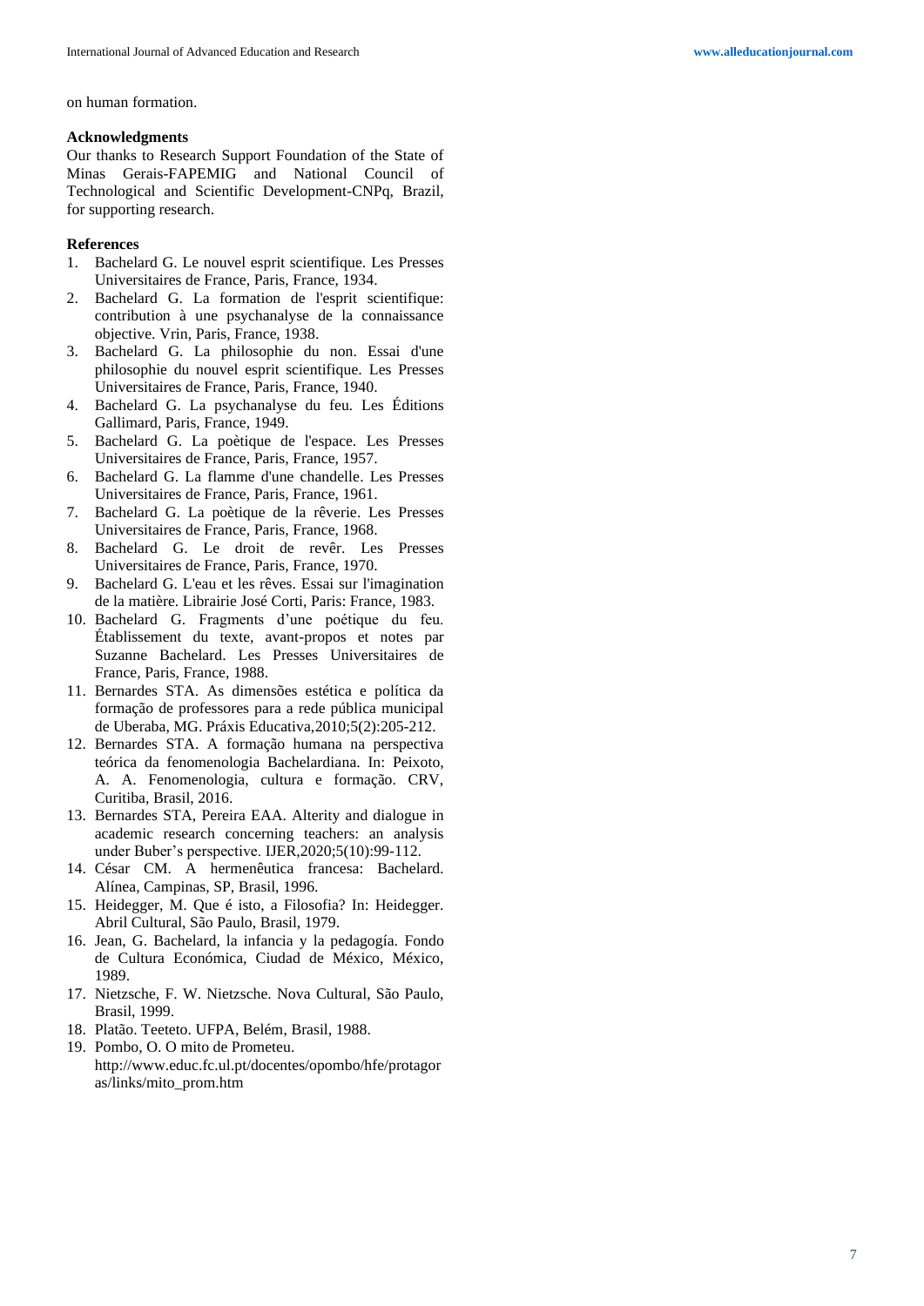on human formation.

## Acknowledgments

Our thanks to Research Support Foundation of the State of Minas Gerais-FAPEMIG and National Council of Technological and Scientific Development-CNPq, Brazil, for supporting research.

## References

1. Bachelard G. Le nouvel esprit scientifique. Les Presses Universitaires de France, Paris, France, 1934.
2. Bachelard G. La formation de l'esprit scientifique: contribution à une psychanalyse de la connaissance objective. Vrin, Paris, France, 1938.
3. Bachelard G. La philosophie du non. Essai d'une philosophie du nouvel esprit scientifique. Les Presses Universitaires de France, Paris, France, 1940.
4. Bachelard G. La psychanalyse du feu. Les Éditions Gallimard, Paris, France, 1949.
5. Bachelard G. La poètique de l'espace. Les Presses Universitaires de France, Paris, France, 1957.
6. Bachelard G. La flamme d'une chandelle. Les Presses Universitaires de France, Paris, France, 1961.
7. Bachelard G. La poètique de la rêverie. Les Presses Universitaires de France, Paris, France, 1968.
8. Bachelard G. Le droit de revêr. Les Presses Universitaires de France, Paris, France, 1970.
9. Bachelard G. L'eau et les rêves. Essai sur l'imagination de la matière. Librairie José Corti, Paris: France, 1983.
10. Bachelard G. Fragments d'une poétique du feu. Établissement du texte, avant-propos et notes par Suzanne Bachelard. Les Presses Universitaires de France, Paris, France, 1988.
11. Bernardes STA. As dimensões estética e política da formação de professores para a rede pública municipal de Uberaba, MG. Práxis Educativa,2010;5(2):205-212.
12. Bernardes STA. A formação humana na perspectiva teórica da fenomenologia Bachelardiana. In: Peixoto, A. A. Fenomenologia, cultura e formação. CRV, Curitiba, Brasil, 2016.
13. Bernardes STA, Pereira EAA. Alterity and dialogue in academic research concerning teachers: an analysis under Buber's perspective. IJER,2020;5(10):99-112.
14. César CM. A hermenêutica francesa: Bachelard. Alínea, Campinas, SP, Brasil, 1996.
15. Heidegger, M. Que é isto, a Filosofia? In: Heidegger. Abril Cultural, São Paulo, Brasil, 1979.
16. Jean, G. Bachelard, la infancia y la pedagogía. Fondo de Cultura Económica, Ciudad de México, México, 1989.
17. Nietzsche, F. W. Nietzsche. Nova Cultural, São Paulo, Brasil, 1999.
18. Platão. Teeteto. UFPA, Belém, Brasil, 1988.
19. Pombo, O. O mito de Prometeu. http://www.educ.fc.ul.pt/docentes/opombo/hfe/protagoras/links/mito_prom.htm